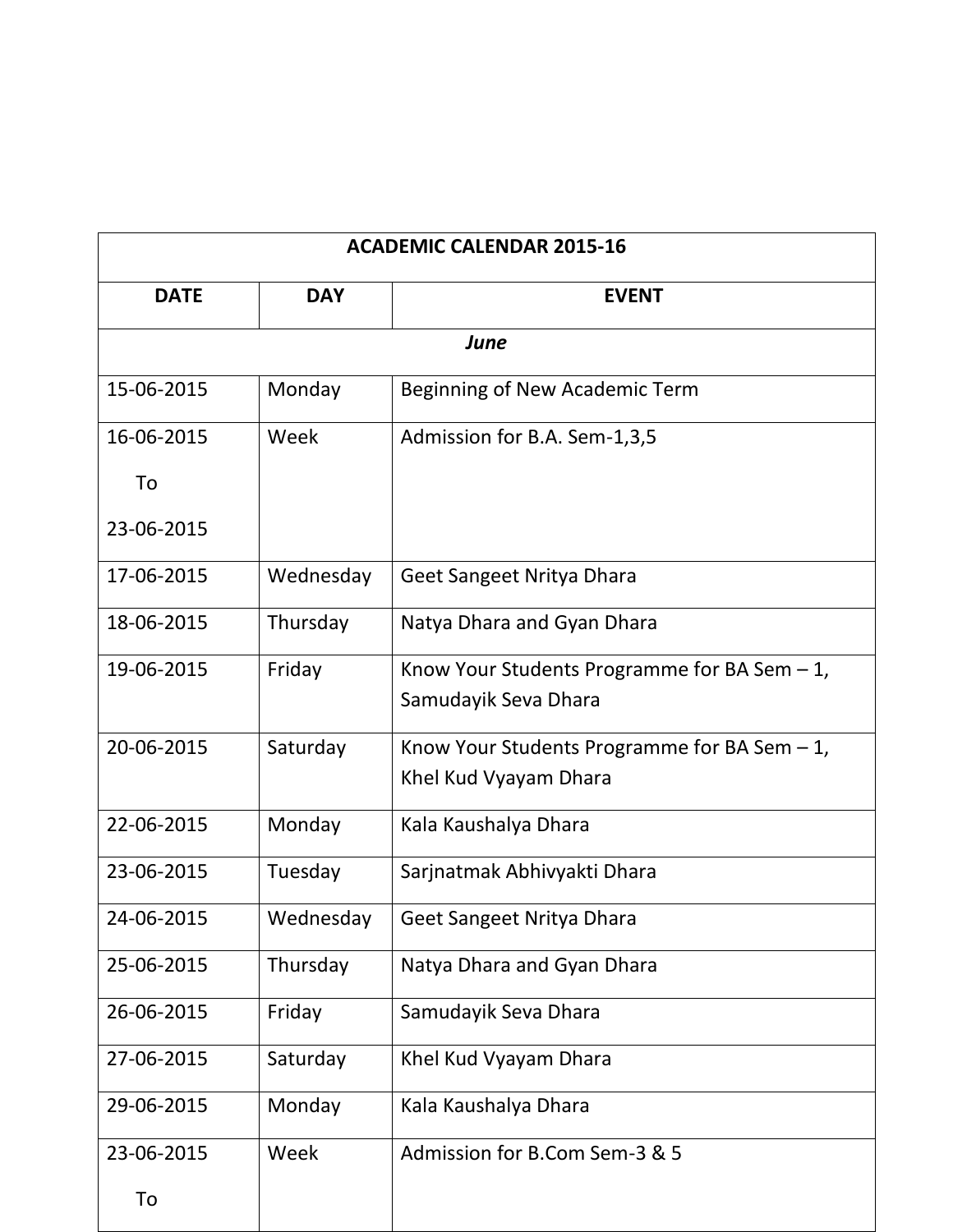| ACADEMIC CALENDAR 2015-16 | | |
|---|---|---|
| **DATE** | **DAY** | **EVENT** |
| ***June*** | | |
| 15-06-2015 | Monday | Beginning of New Academic Term |
| 16-06-2015 To 23-06-2015 | Week | Admission for B.A. Sem-1,3,5 |
| 17-06-2015 | Wednesday | Geet Sangeet Nritya Dhara |
| 18-06-2015 | Thursday | Natya Dhara and Gyan Dhara |
| 19-06-2015 | Friday | Know Your Students Programme for BA Sem – 1, Samudayik Seva Dhara |
| 20-06-2015 | Saturday | Know Your Students Programme for BA Sem – 1, Khel Kud Vyayam Dhara |
| 22-06-2015 | Monday | Kala Kaushalya Dhara |
| 23-06-2015 | Tuesday | Sarjnatmak Abhivyakti Dhara |
| 24-06-2015 | Wednesday | Geet Sangeet Nritya Dhara |
| 25-06-2015 | Thursday | Natya Dhara and Gyan Dhara |
| 26-06-2015 | Friday | Samudayik Seva Dhara |
| 27-06-2015 | Saturday | Khel Kud Vyayam Dhara |
| 29-06-2015 | Monday | Kala Kaushalya Dhara |
| 23-06-2015 To | Week | Admission for B.Com Sem-3 & 5 |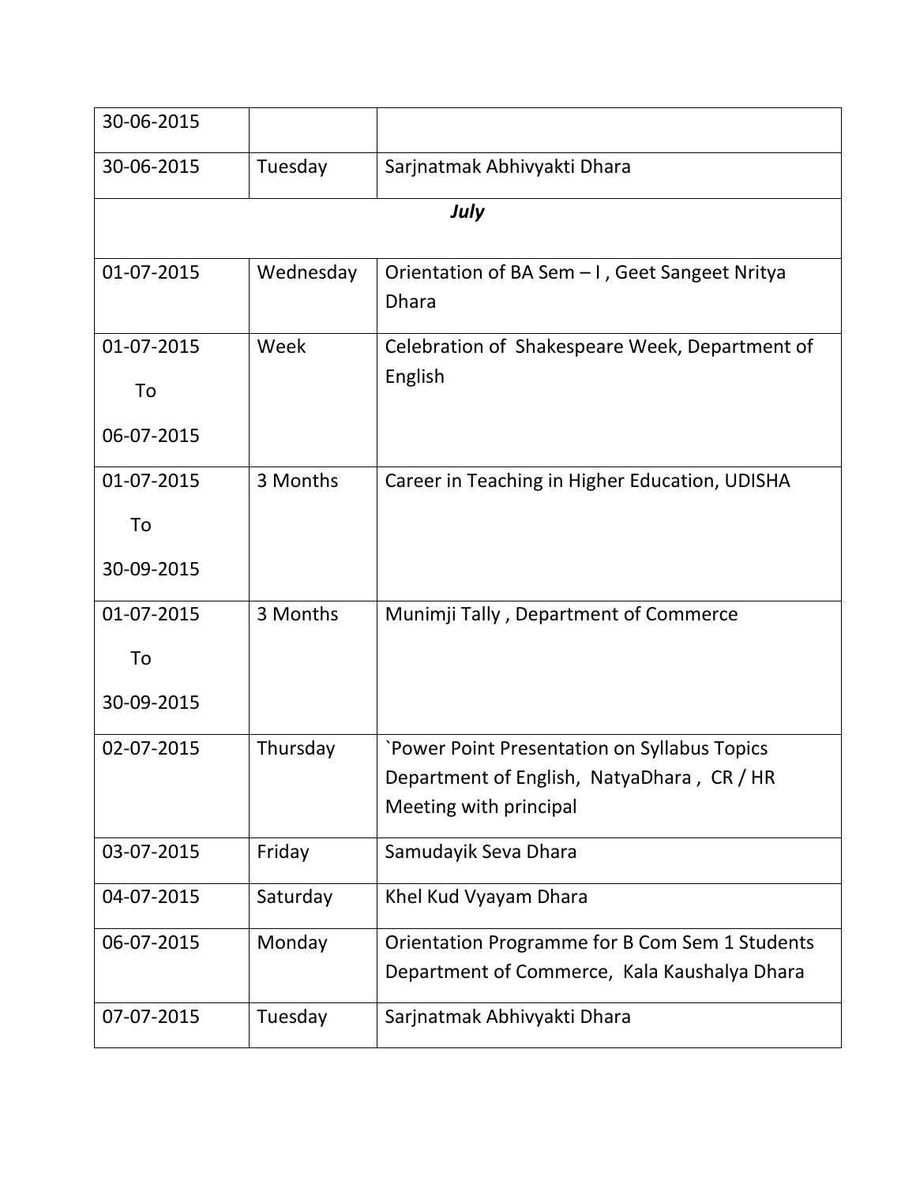| 30-06-2015 | | |
|---|---|---|
| 30-06-2015 | Tuesday | Sarjnatmak Abhivyakti Dhara |
| ***July*** | | |
| 01-07-2015 | Wednesday | Orientation of BA Sem – I , Geet Sangeet Nritya Dhara |
| 01-07-2015 To 06-07-2015 | Week | Celebration of Shakespeare Week, Department of English |
| 01-07-2015 To 30-09-2015 | 3 Months | Career in Teaching in Higher Education, UDISHA |
| 01-07-2015 To 30-09-2015 | 3 Months | Munimji Tally , Department of Commerce |
| 02-07-2015 | Thursday | `Power Point Presentation on Syllabus Topics Department of English, NatyaDhara , CR / HR Meeting with principal |
| 03-07-2015 | Friday | Samudayik Seva Dhara |
| 04-07-2015 | Saturday | Khel Kud Vyayam Dhara |
| 06-07-2015 | Monday | Orientation Programme for B Com Sem 1 Students Department of Commerce, Kala Kaushalya Dhara |
| 07-07-2015 | Tuesday | Sarjnatmak Abhivyakti Dhara |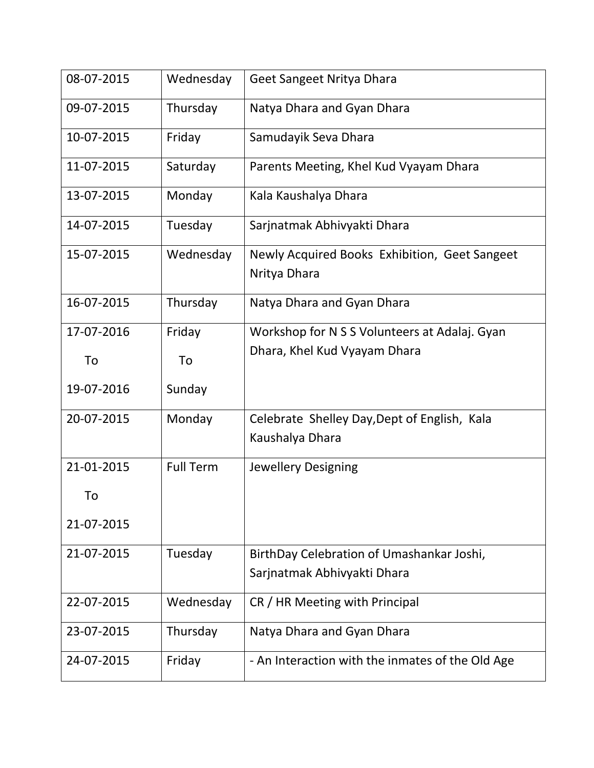| | | |
|---|---|---|
| 08-07-2015 | Wednesday | Geet Sangeet Nritya Dhara |
| 09-07-2015 | Thursday | Natya Dhara and Gyan Dhara |
| 10-07-2015 | Friday | Samudayik Seva Dhara |
| 11-07-2015 | Saturday | Parents Meeting, Khel Kud Vyayam Dhara |
| 13-07-2015 | Monday | Kala Kaushalya Dhara |
| 14-07-2015 | Tuesday | Sarjnatmak Abhivyakti Dhara |
| 15-07-2015 | Wednesday | Newly Acquired Books Exhibition, Geet Sangeet Nritya Dhara |
| 16-07-2015 | Thursday | Natya Dhara and Gyan Dhara |
| 17-07-2016 To 19-07-2016 | Friday To Sunday | Workshop for N S S Volunteers at Adalaj. Gyan Dhara, Khel Kud Vyayam Dhara |
| 20-07-2015 | Monday | Celebrate Shelley Day,Dept of English, Kala Kaushalya Dhara |
| 21-01-2015 To 21-07-2015 | Full Term | Jewellery Designing |
| 21-07-2015 | Tuesday | BirthDay Celebration of Umashankar Joshi, Sarjnatmak Abhivyakti Dhara |
| 22-07-2015 | Wednesday | CR / HR Meeting with Principal |
| 23-07-2015 | Thursday | Natya Dhara and Gyan Dhara |
| 24-07-2015 | Friday | - An Interaction with the inmates of the Old Age |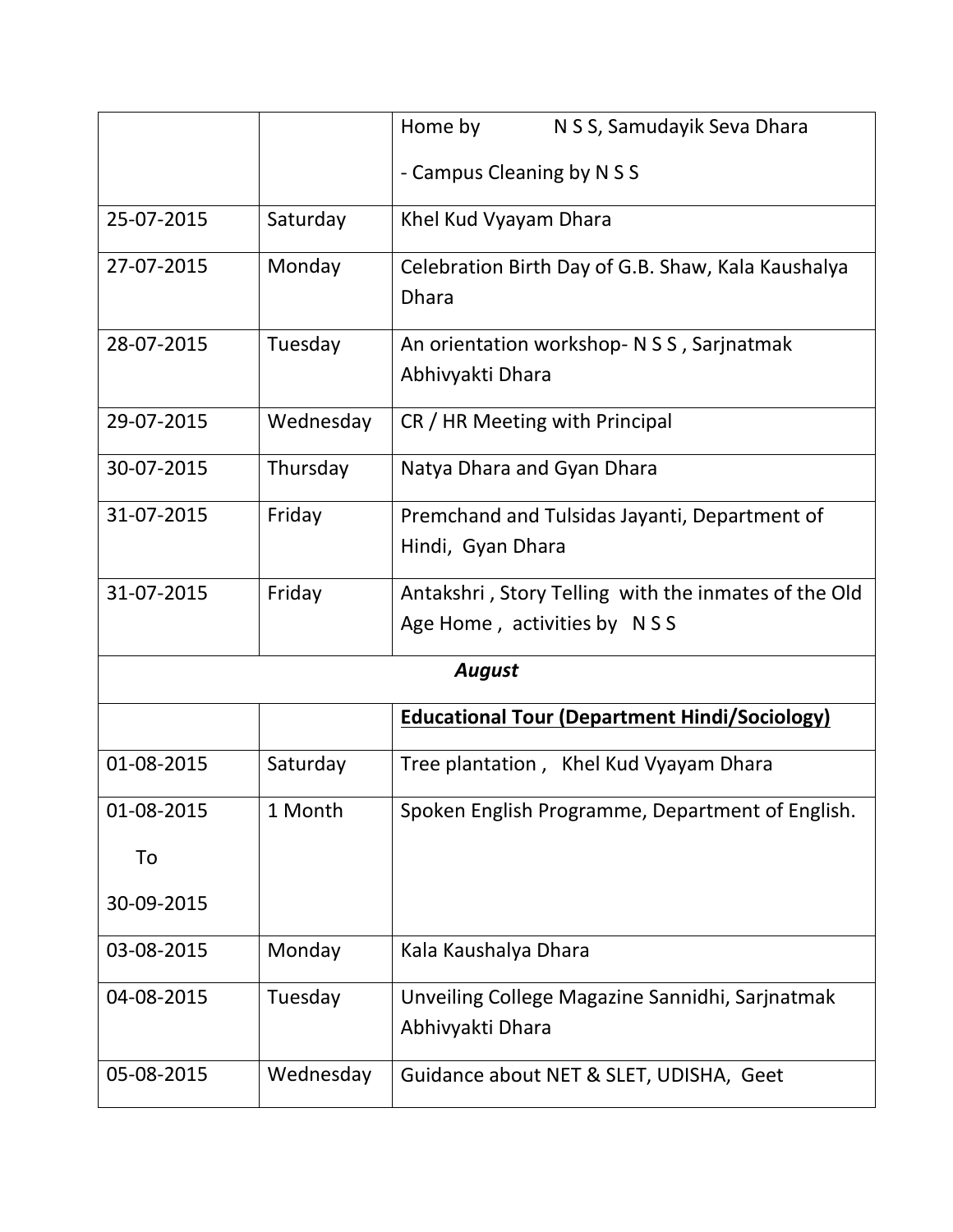| | | |
|---|---|---|
| | | Home by N S S, Samudayik Seva Dhara<br><br>- Campus Cleaning by N S S |
| 25-07-2015 | Saturday | Khel Kud Vyayam Dhara |
| 27-07-2015 | Monday | Celebration Birth Day of G.B. Shaw, Kala Kaushalya Dhara |
| 28-07-2015 | Tuesday | An orientation workshop- N S S , Sarjnatmak Abhivyakti Dhara |
| 29-07-2015 | Wednesday | CR / HR Meeting with Principal |
| 30-07-2015 | Thursday | Natya Dhara and Gyan Dhara |
| 31-07-2015 | Friday | Premchand and Tulsidas Jayanti, Department of Hindi, Gyan Dhara |
| 31-07-2015 | Friday | Antakshri , Story Telling with the inmates of the Old Age Home , activities by N S S |
| | ***August*** | |
| | | **Educational Tour (Department Hindi/Sociology)** |
| 01-08-2015 | Saturday | Tree plantation , Khel Kud Vyayam Dhara |
| 01-08-2015<br>To<br>30-09-2015 | 1 Month | Spoken English Programme, Department of English. |
| 03-08-2015 | Monday | Kala Kaushalya Dhara |
| 04-08-2015 | Tuesday | Unveiling College Magazine Sannidhi, Sarjnatmak Abhivyakti Dhara |
| 05-08-2015 | Wednesday | Guidance about NET & SLET, UDISHA, Geet |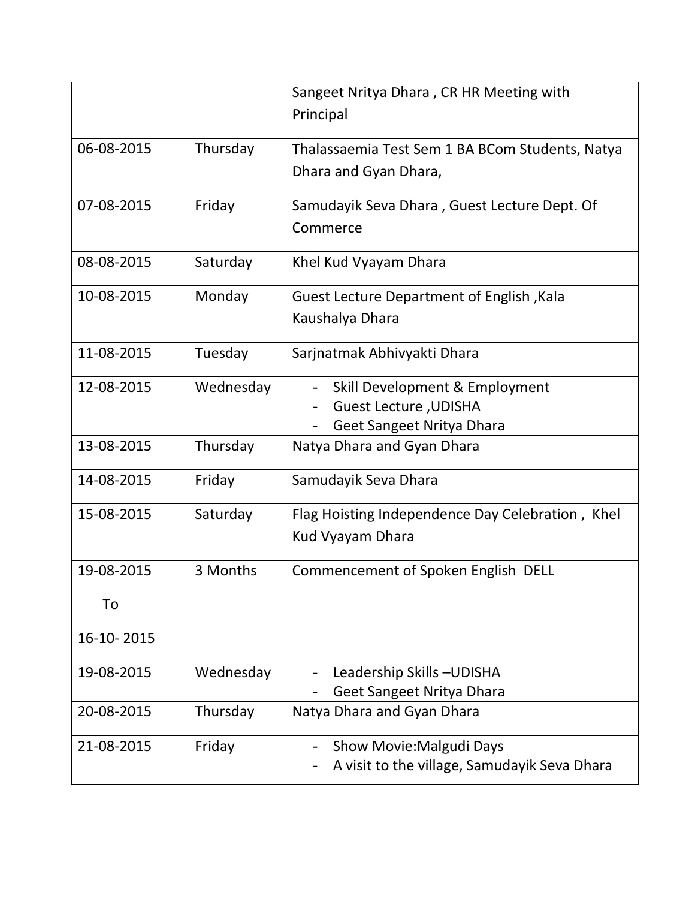| | | |
|---|---|---|
| | | Sangeet Nritya Dhara , CR HR Meeting with Principal |
| 06-08-2015 | Thursday | Thalassaemia Test Sem 1 BA BCom Students, Natya Dhara and Gyan Dhara, |
| 07-08-2015 | Friday | Samudayik Seva Dhara , Guest Lecture Dept. Of Commerce |
| 08-08-2015 | Saturday | Khel Kud Vyayam Dhara |
| 10-08-2015 | Monday | Guest Lecture Department of English ,Kala Kaushalya Dhara |
| 11-08-2015 | Tuesday | Sarjnatmak Abhivyakti Dhara |
| 12-08-2015 | Wednesday | - Skill Development & Employment<br>- Guest Lecture ,UDISHA<br>- Geet Sangeet Nritya Dhara |
| 13-08-2015 | Thursday | Natya Dhara and Gyan Dhara |
| 14-08-2015 | Friday | Samudayik Seva Dhara |
| 15-08-2015 | Saturday | Flag Hoisting Independence Day Celebration , Khel Kud Vyayam Dhara |
| 19-08-2015 To 16-10- 2015 | 3 Months | Commencement of Spoken English DELL |
| 19-08-2015 | Wednesday | - Leadership Skills –UDISHA<br>- Geet Sangeet Nritya Dhara |
| 20-08-2015 | Thursday | Natya Dhara and Gyan Dhara |
| 21-08-2015 | Friday | - Show Movie:Malgudi Days<br>- A visit to the village, Samudayik Seva Dhara |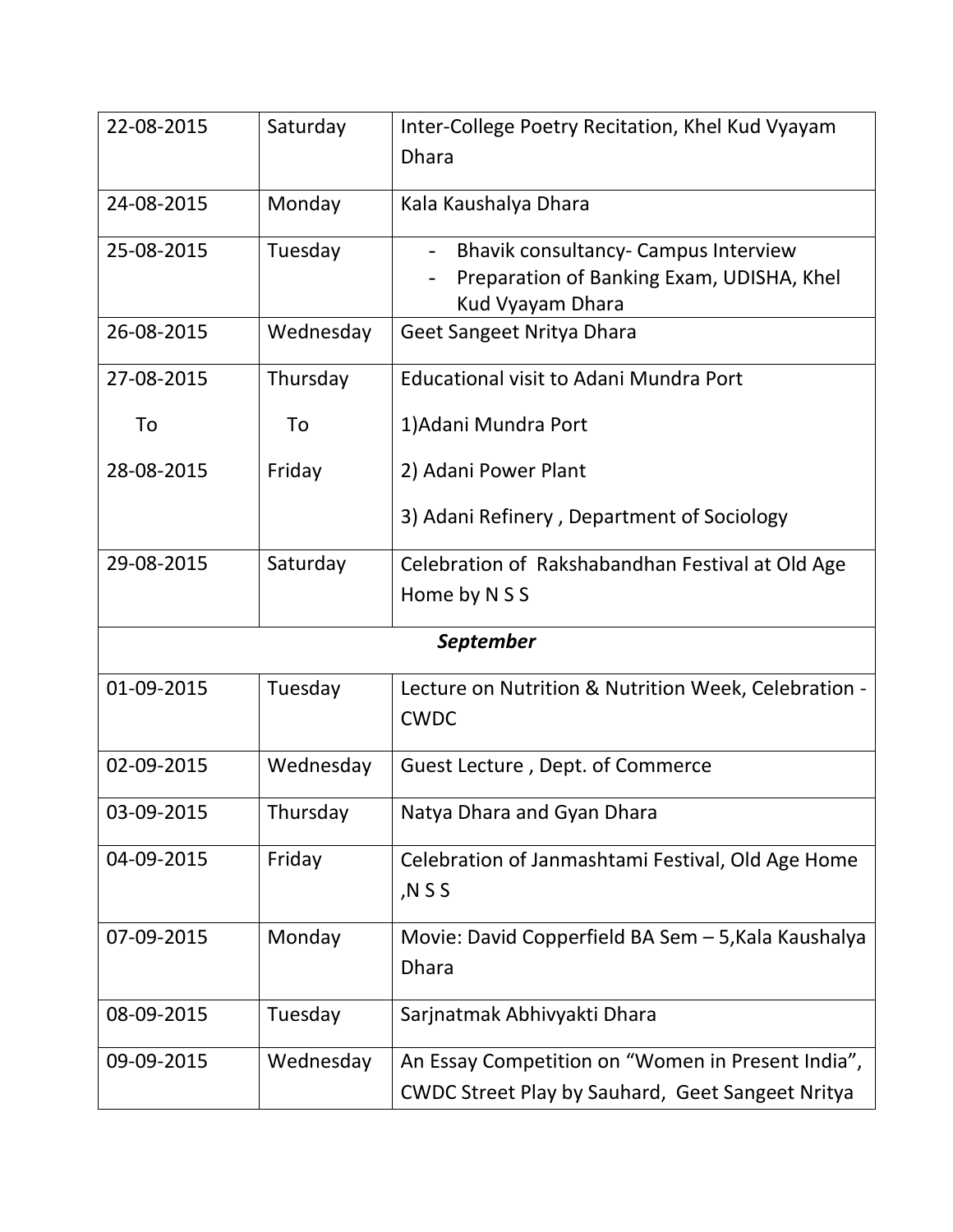| | | |
|---|---|---|
| 22-08-2015 | Saturday | Inter-College Poetry Recitation, Khel Kud Vyayam Dhara |
| 24-08-2015 | Monday | Kala Kaushalya Dhara |
| 25-08-2015 | Tuesday | - Bhavik consultancy- Campus Interview<br>- Preparation of Banking Exam, UDISHA, Khel Kud Vyayam Dhara |
| 26-08-2015 | Wednesday | Geet Sangeet Nritya Dhara |
| 27-08-2015<br>To<br>28-08-2015 | Thursday<br>To<br>Friday | Educational visit to Adani Mundra Port<br>1)Adani Mundra Port<br>2) Adani Power Plant<br>3) Adani Refinery , Department of Sociology |
| 29-08-2015 | Saturday | Celebration of Rakshabandhan Festival at Old Age Home by N S S |
| | ***September*** | |
| 01-09-2015 | Tuesday | Lecture on Nutrition & Nutrition Week, Celebration - CWDC |
| 02-09-2015 | Wednesday | Guest Lecture , Dept. of Commerce |
| 03-09-2015 | Thursday | Natya Dhara and Gyan Dhara |
| 04-09-2015 | Friday | Celebration of Janmashtami Festival, Old Age Home ,N S S |
| 07-09-2015 | Monday | Movie: David Copperfield BA Sem – 5,Kala Kaushalya Dhara |
| 08-09-2015 | Tuesday | Sarjnatmak Abhivyakti Dhara |
| 09-09-2015 | Wednesday | An Essay Competition on “Women in Present India”, CWDC Street Play by Sauhard, Geet Sangeet Nritya |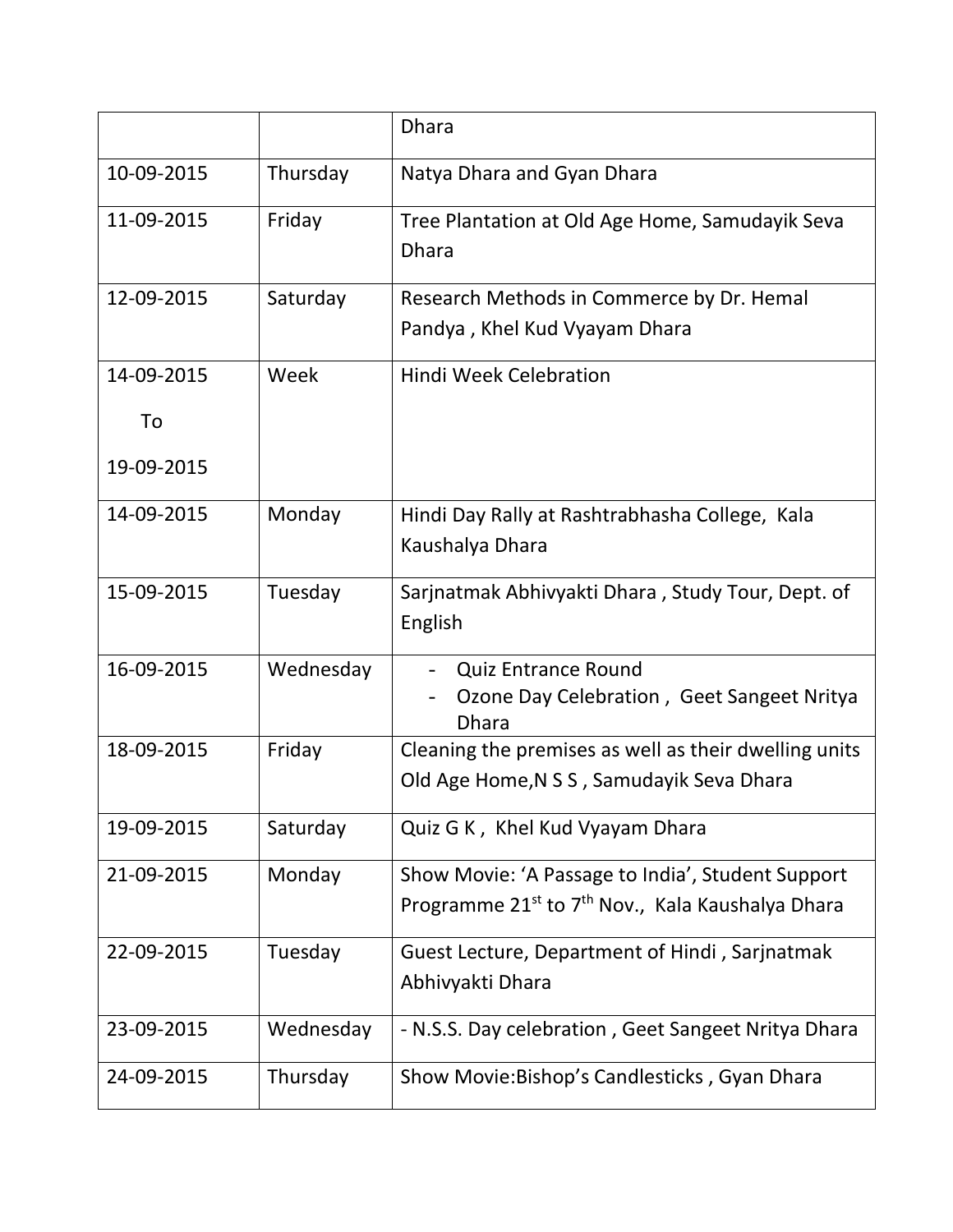| | | |
|---|---|---|
| | | Dhara |
| 10-09-2015 | Thursday | Natya Dhara and Gyan Dhara |
| 11-09-2015 | Friday | Tree Plantation at Old Age Home, Samudayik Seva Dhara |
| 12-09-2015 | Saturday | Research Methods in Commerce by Dr. Hemal Pandya , Khel Kud Vyayam Dhara |
| 14-09-2015 To 19-09-2015 | Week | Hindi Week Celebration |
| 14-09-2015 | Monday | Hindi Day Rally at Rashtrabhasha College, Kala Kaushalya Dhara |
| 15-09-2015 | Tuesday | Sarjnatmak Abhivyakti Dhara , Study Tour, Dept. of English |
| 16-09-2015 | Wednesday | - Quiz Entrance Round<br>- Ozone Day Celebration , Geet Sangeet Nritya Dhara |
| 18-09-2015 | Friday | Cleaning the premises as well as their dwelling units Old Age Home,N S S , Samudayik Seva Dhara |
| 19-09-2015 | Saturday | Quiz G K , Khel Kud Vyayam Dhara |
| 21-09-2015 | Monday | Show Movie: 'A Passage to India', Student Support Programme 21st to 7th Nov., Kala Kaushalya Dhara |
| 22-09-2015 | Tuesday | Guest Lecture, Department of Hindi , Sarjnatmak Abhivyakti Dhara |
| 23-09-2015 | Wednesday | - N.S.S. Day celebration , Geet Sangeet Nritya Dhara |
| 24-09-2015 | Thursday | Show Movie:Bishop's Candlesticks , Gyan Dhara |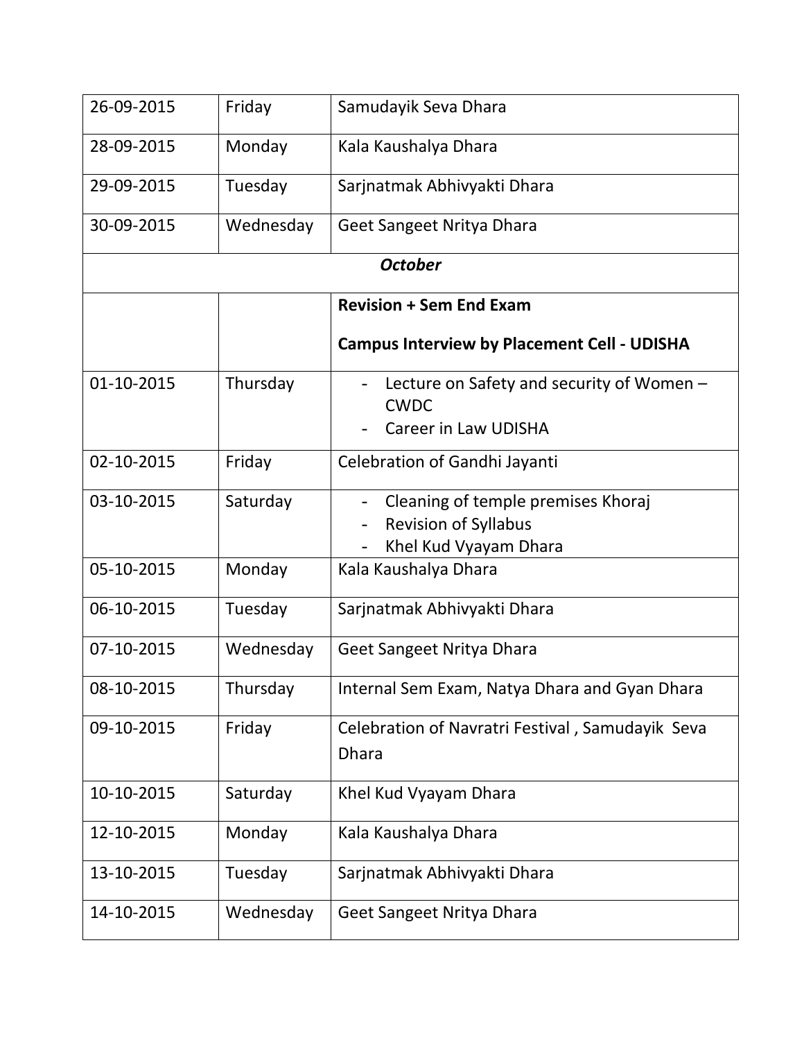| | | |
|---|---|---|
| 26-09-2015 | Friday | Samudayik Seva Dhara |
| 28-09-2015 | Monday | Kala Kaushalya Dhara |
| 29-09-2015 | Tuesday | Sarjnatmak Abhivyakti Dhara |
| 30-09-2015 | Wednesday | Geet Sangeet Nritya Dhara |
| | ***October*** | |
| | | **Revision + Sem End Exam**<br><br>**Campus Interview by Placement Cell - UDISHA** |
| 01-10-2015 | Thursday | - Lecture on Safety and security of Women – CWDC<br>- Career in Law UDISHA |
| 02-10-2015 | Friday | Celebration of Gandhi Jayanti |
| 03-10-2015 | Saturday | - Cleaning of temple premises Khoraj<br>- Revision of Syllabus<br>- Khel Kud Vyayam Dhara |
| 05-10-2015 | Monday | Kala Kaushalya Dhara |
| 06-10-2015 | Tuesday | Sarjnatmak Abhivyakti Dhara |
| 07-10-2015 | Wednesday | Geet Sangeet Nritya Dhara |
| 08-10-2015 | Thursday | Internal Sem Exam, Natya Dhara and Gyan Dhara |
| 09-10-2015 | Friday | Celebration of Navratri Festival , Samudayik Seva Dhara |
| 10-10-2015 | Saturday | Khel Kud Vyayam Dhara |
| 12-10-2015 | Monday | Kala Kaushalya Dhara |
| 13-10-2015 | Tuesday | Sarjnatmak Abhivyakti Dhara |
| 14-10-2015 | Wednesday | Geet Sangeet Nritya Dhara |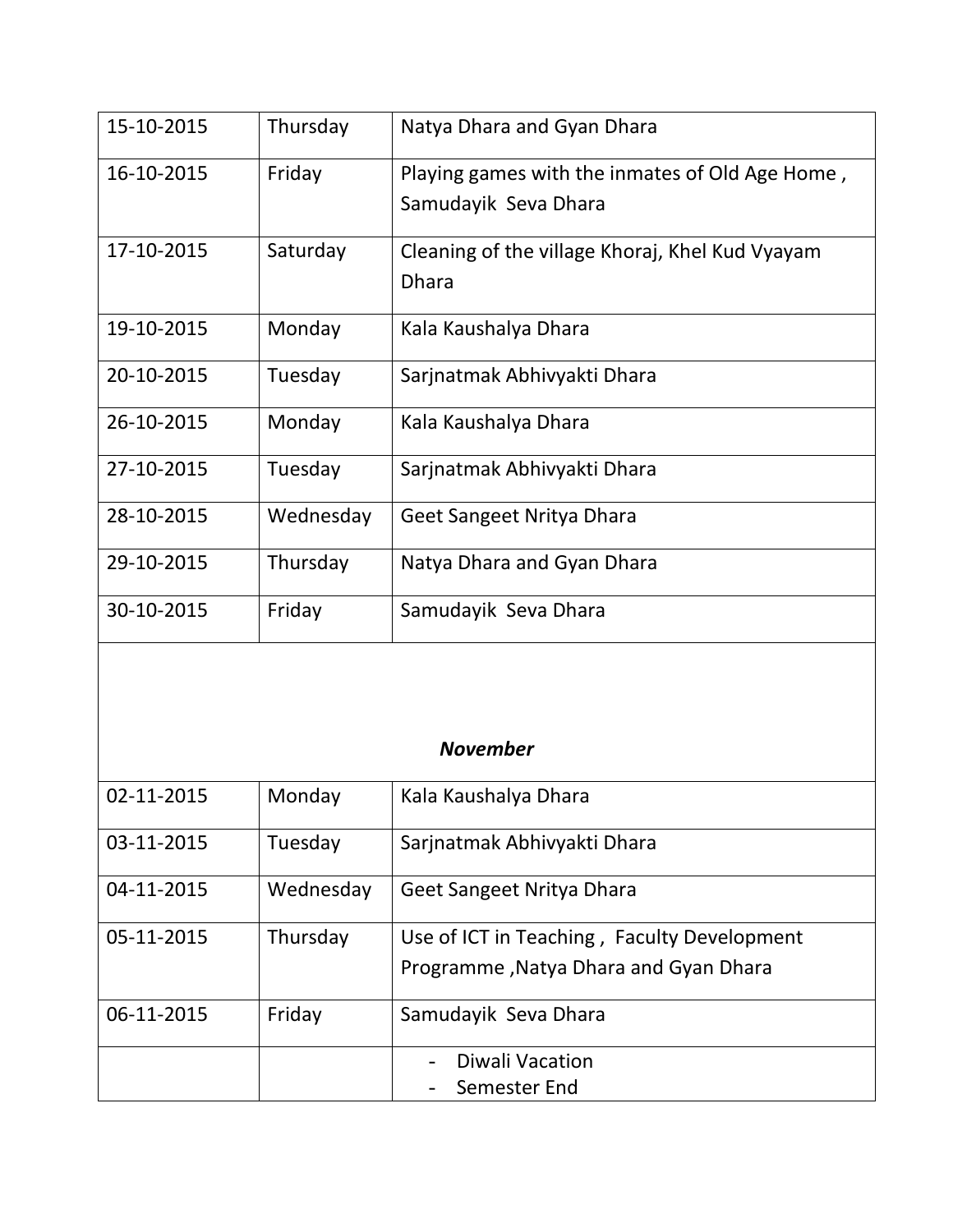| | | |
|---|---|---|
| 15-10-2015 | Thursday | Natya Dhara and Gyan Dhara |
| 16-10-2015 | Friday | Playing games with the inmates of Old Age Home , Samudayik Seva Dhara |
| 17-10-2015 | Saturday | Cleaning of the village Khoraj, Khel Kud Vyayam Dhara |
| 19-10-2015 | Monday | Kala Kaushalya Dhara |
| 20-10-2015 | Tuesday | Sarjnatmak Abhivyakti Dhara |
| 26-10-2015 | Monday | Kala Kaushalya Dhara |
| 27-10-2015 | Tuesday | Sarjnatmak Abhivyakti Dhara |
| 28-10-2015 | Wednesday | Geet Sangeet Nritya Dhara |
| 29-10-2015 | Thursday | Natya Dhara and Gyan Dhara |
| 30-10-2015 | Friday | Samudayik Seva Dhara |
| ***November*** | | |
| 02-11-2015 | Monday | Kala Kaushalya Dhara |
| 03-11-2015 | Tuesday | Sarjnatmak Abhivyakti Dhara |
| 04-11-2015 | Wednesday | Geet Sangeet Nritya Dhara |
| 05-11-2015 | Thursday | Use of ICT in Teaching , Faculty Development Programme ,Natya Dhara and Gyan Dhara |
| 06-11-2015 | Friday | Samudayik Seva Dhara |
| | | - Diwali Vacation<br>- Semester End |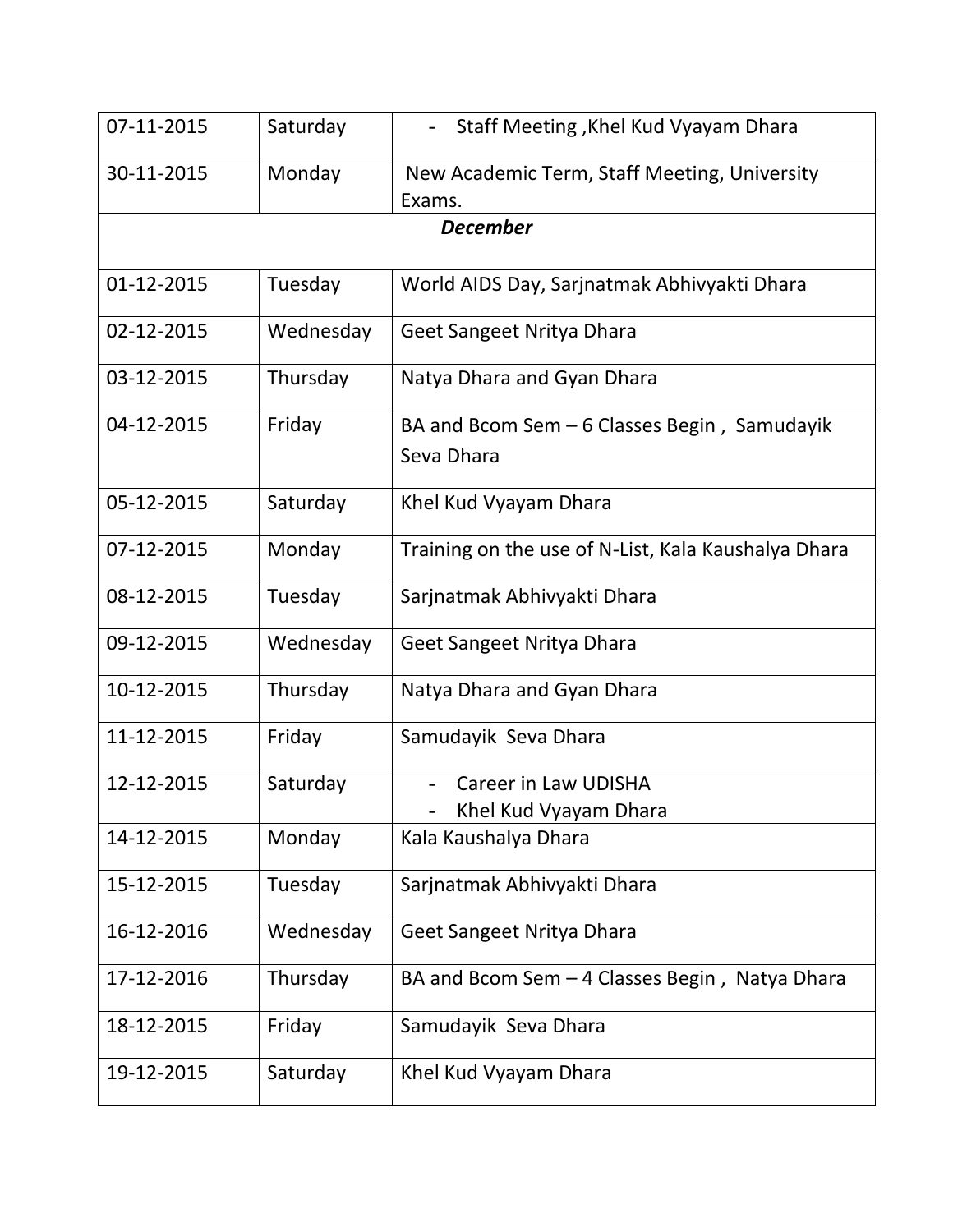| 07-11-2015 | Saturday | - Staff Meeting ,Khel Kud Vyayam Dhara |
|---|---|---|
| 30-11-2015 | Monday | New Academic Term, Staff Meeting, University Exams. |
| ***December*** | | |
| 01-12-2015 | Tuesday | World AIDS Day, Sarjnatmak Abhivyakti Dhara |
| 02-12-2015 | Wednesday | Geet Sangeet Nritya Dhara |
| 03-12-2015 | Thursday | Natya Dhara and Gyan Dhara |
| 04-12-2015 | Friday | BA and Bcom Sem – 6 Classes Begin , Samudayik Seva Dhara |
| 05-12-2015 | Saturday | Khel Kud Vyayam Dhara |
| 07-12-2015 | Monday | Training on the use of N-List, Kala Kaushalya Dhara |
| 08-12-2015 | Tuesday | Sarjnatmak Abhivyakti Dhara |
| 09-12-2015 | Wednesday | Geet Sangeet Nritya Dhara |
| 10-12-2015 | Thursday | Natya Dhara and Gyan Dhara |
| 11-12-2015 | Friday | Samudayik Seva Dhara |
| 12-12-2015 | Saturday | - Career in Law UDISHA<br>- Khel Kud Vyayam Dhara |
| 14-12-2015 | Monday | Kala Kaushalya Dhara |
| 15-12-2015 | Tuesday | Sarjnatmak Abhivyakti Dhara |
| 16-12-2016 | Wednesday | Geet Sangeet Nritya Dhara |
| 17-12-2016 | Thursday | BA and Bcom Sem – 4 Classes Begin , Natya Dhara |
| 18-12-2015 | Friday | Samudayik Seva Dhara |
| 19-12-2015 | Saturday | Khel Kud Vyayam Dhara |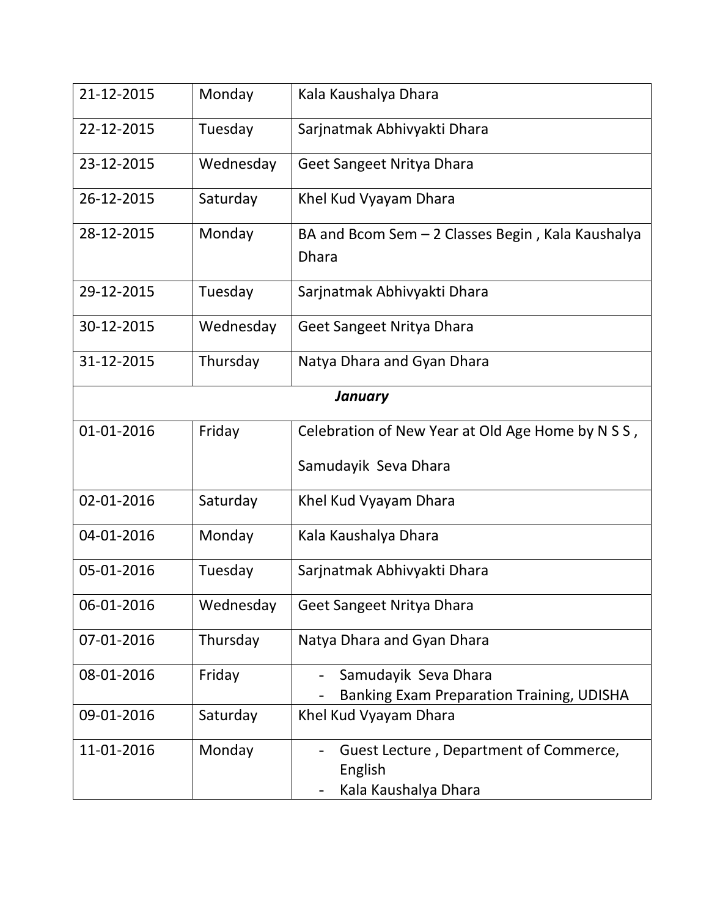| 21-12-2015 | Monday | Kala Kaushalya Dhara |
|---|---|---|
| 22-12-2015 | Tuesday | Sarjnatmak Abhivyakti Dhara |
| 23-12-2015 | Wednesday | Geet Sangeet Nritya Dhara |
| 26-12-2015 | Saturday | Khel Kud Vyayam Dhara |
| 28-12-2015 | Monday | BA and Bcom Sem – 2 Classes Begin , Kala Kaushalya Dhara |
| 29-12-2015 | Tuesday | Sarjnatmak Abhivyakti Dhara |
| 30-12-2015 | Wednesday | Geet Sangeet Nritya Dhara |
| 31-12-2015 | Thursday | Natya Dhara and Gyan Dhara |
| ***January*** | | |
| 01-01-2016 | Friday | Celebration of New Year at Old Age Home by N S S , Samudayik Seva Dhara |
| 02-01-2016 | Saturday | Khel Kud Vyayam Dhara |
| 04-01-2016 | Monday | Kala Kaushalya Dhara |
| 05-01-2016 | Tuesday | Sarjnatmak Abhivyakti Dhara |
| 06-01-2016 | Wednesday | Geet Sangeet Nritya Dhara |
| 07-01-2016 | Thursday | Natya Dhara and Gyan Dhara |
| 08-01-2016 | Friday | - Samudayik Seva Dhara<br>- Banking Exam Preparation Training, UDISHA |
| 09-01-2016 | Saturday | Khel Kud Vyayam Dhara |
| 11-01-2016 | Monday | - Guest Lecture , Department of Commerce, English<br>- Kala Kaushalya Dhara |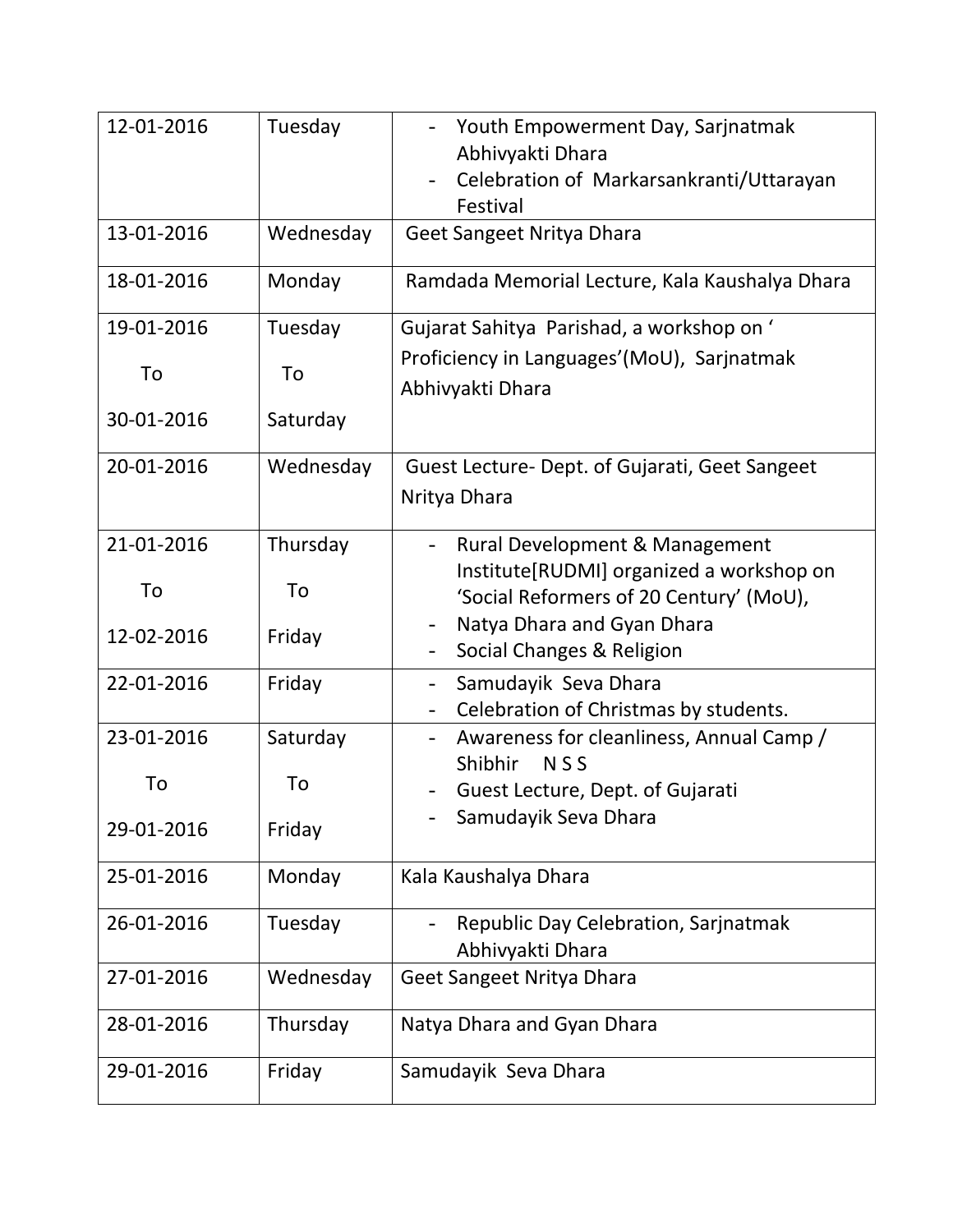| | | |
|---|---|---|
| 12-01-2016 | Tuesday | - Youth Empowerment Day, Sarjnatmak Abhivyakti Dhara<br>- Celebration of Markarsankranti/Uttarayan Festival |
| 13-01-2016 | Wednesday | Geet Sangeet Nritya Dhara |
| 18-01-2016 | Monday | Ramdada Memorial Lecture, Kala Kaushalya Dhara |
| 19-01-2016<br>To<br>30-01-2016 | Tuesday<br>To<br>Saturday | Gujarat Sahitya Parishad, a workshop on ' Proficiency in Languages'(MoU), Sarjnatmak Abhivyakti Dhara |
| 20-01-2016 | Wednesday | Guest Lecture- Dept. of Gujarati, Geet Sangeet Nritya Dhara |
| 21-01-2016<br>To<br>12-02-2016 | Thursday<br>To<br>Friday | - Rural Development & Management Institute[RUDMI] organized a workshop on 'Social Reformers of 20 Century' (MoU),<br>- Natya Dhara and Gyan Dhara<br>- Social Changes & Religion |
| 22-01-2016 | Friday | - Samudayik Seva Dhara<br>- Celebration of Christmas by students. |
| 23-01-2016<br>To<br>29-01-2016 | Saturday<br>To<br>Friday | - Awareness for cleanliness, Annual Camp / Shibhir N S S<br>- Guest Lecture, Dept. of Gujarati<br>- Samudayik Seva Dhara |
| 25-01-2016 | Monday | Kala Kaushalya Dhara |
| 26-01-2016 | Tuesday | - Republic Day Celebration, Sarjnatmak Abhivyakti Dhara |
| 27-01-2016 | Wednesday | Geet Sangeet Nritya Dhara |
| 28-01-2016 | Thursday | Natya Dhara and Gyan Dhara |
| 29-01-2016 | Friday | Samudayik Seva Dhara |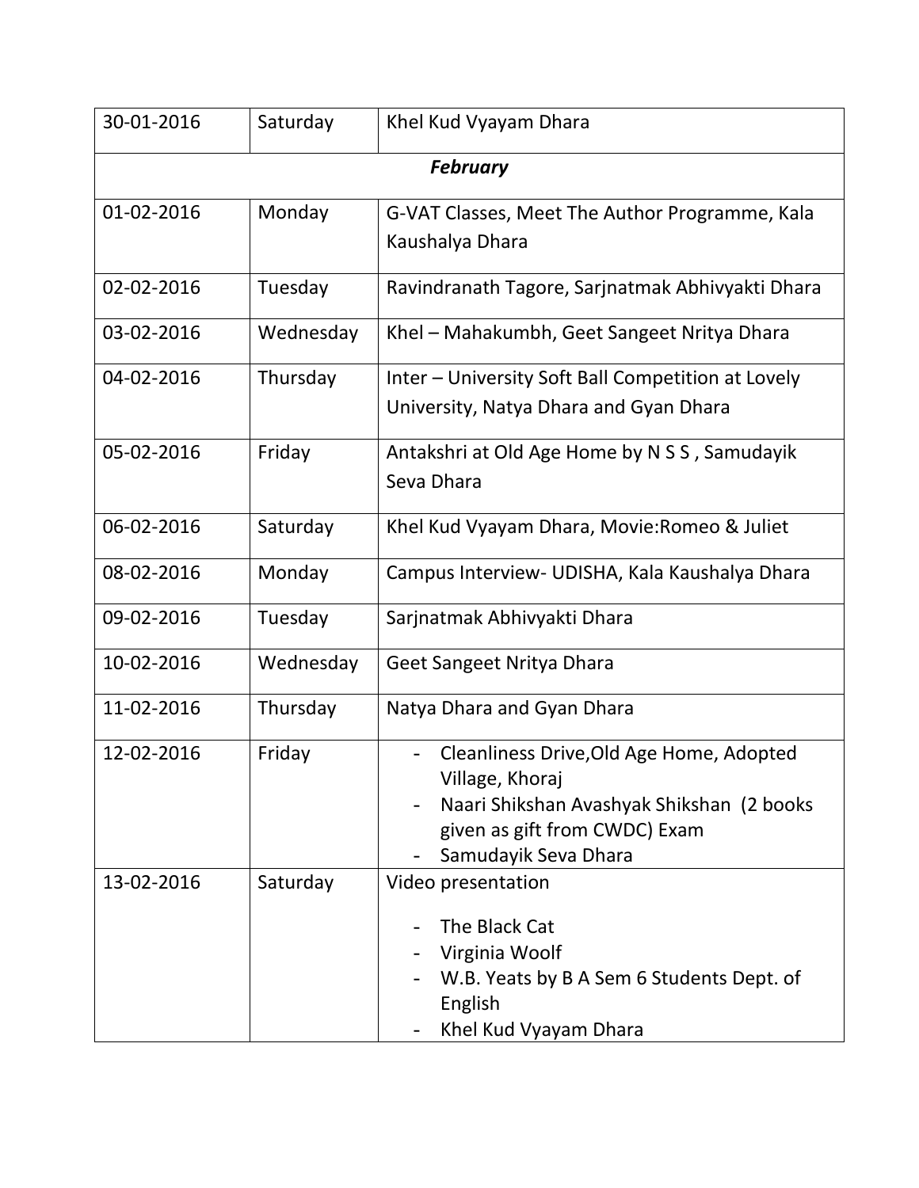| 30-01-2016 | Saturday | Khel Kud Vyayam Dhara |
|---|---|---|
| | ***February*** | |
| 01-02-2016 | Monday | G-VAT Classes, Meet The Author Programme, Kala Kaushalya Dhara |
| 02-02-2016 | Tuesday | Ravindranath Tagore, Sarjnatmak Abhivyakti Dhara |
| 03-02-2016 | Wednesday | Khel – Mahakumbh, Geet Sangeet Nritya Dhara |
| 04-02-2016 | Thursday | Inter – University Soft Ball Competition at Lovely University, Natya Dhara and Gyan Dhara |
| 05-02-2016 | Friday | Antakshri at Old Age Home by N S S , Samudayik Seva Dhara |
| 06-02-2016 | Saturday | Khel Kud Vyayam Dhara, Movie:Romeo & Juliet |
| 08-02-2016 | Monday | Campus Interview- UDISHA, Kala Kaushalya Dhara |
| 09-02-2016 | Tuesday | Sarjnatmak Abhivyakti Dhara |
| 10-02-2016 | Wednesday | Geet Sangeet Nritya Dhara |
| 11-02-2016 | Thursday | Natya Dhara and Gyan Dhara |
| 12-02-2016 | Friday | - Cleanliness Drive,Old Age Home, Adopted Village, Khoraj<br>- Naari Shikshan Avashyak Shikshan (2 books given as gift from CWDC) Exam<br>- Samudayik Seva Dhara |
| 13-02-2016 | Saturday | Video presentation<br>- The Black Cat<br>- Virginia Woolf<br>- W.B. Yeats by B A Sem 6 Students Dept. of English<br>- Khel Kud Vyayam Dhara |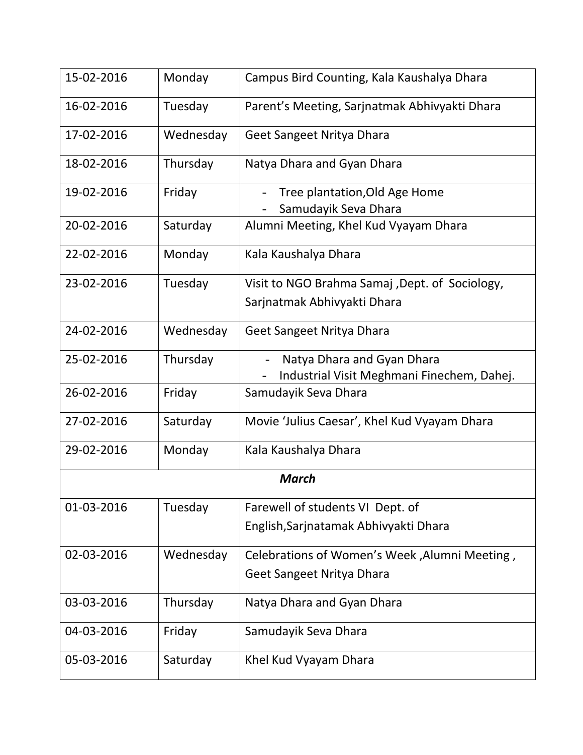| 15-02-2016 | Monday | Campus Bird Counting, Kala Kaushalya Dhara |
|---|---|---|
| 16-02-2016 | Tuesday | Parent's Meeting, Sarjnatmak Abhivyakti Dhara |
| 17-02-2016 | Wednesday | Geet Sangeet Nritya Dhara |
| 18-02-2016 | Thursday | Natya Dhara and Gyan Dhara |
| 19-02-2016 | Friday | - Tree plantation,Old Age Home<br>- Samudayik Seva Dhara |
| 20-02-2016 | Saturday | Alumni Meeting, Khel Kud Vyayam Dhara |
| 22-02-2016 | Monday | Kala Kaushalya Dhara |
| 23-02-2016 | Tuesday | Visit to NGO Brahma Samaj ,Dept. of Sociology, Sarjnatmak Abhivyakti Dhara |
| 24-02-2016 | Wednesday | Geet Sangeet Nritya Dhara |
| 25-02-2016 | Thursday | - Natya Dhara and Gyan Dhara<br>- Industrial Visit Meghmani Finechem, Dahej. |
| 26-02-2016 | Friday | Samudayik Seva Dhara |
| 27-02-2016 | Saturday | Movie 'Julius Caesar', Khel Kud Vyayam Dhara |
| 29-02-2016 | Monday | Kala Kaushalya Dhara |
| | ***March*** | |
| 01-03-2016 | Tuesday | Farewell of students VI Dept. of English,Sarjnatamak Abhivyakti Dhara |
| 02-03-2016 | Wednesday | Celebrations of Women's Week ,Alumni Meeting , Geet Sangeet Nritya Dhara |
| 03-03-2016 | Thursday | Natya Dhara and Gyan Dhara |
| 04-03-2016 | Friday | Samudayik Seva Dhara |
| 05-03-2016 | Saturday | Khel Kud Vyayam Dhara |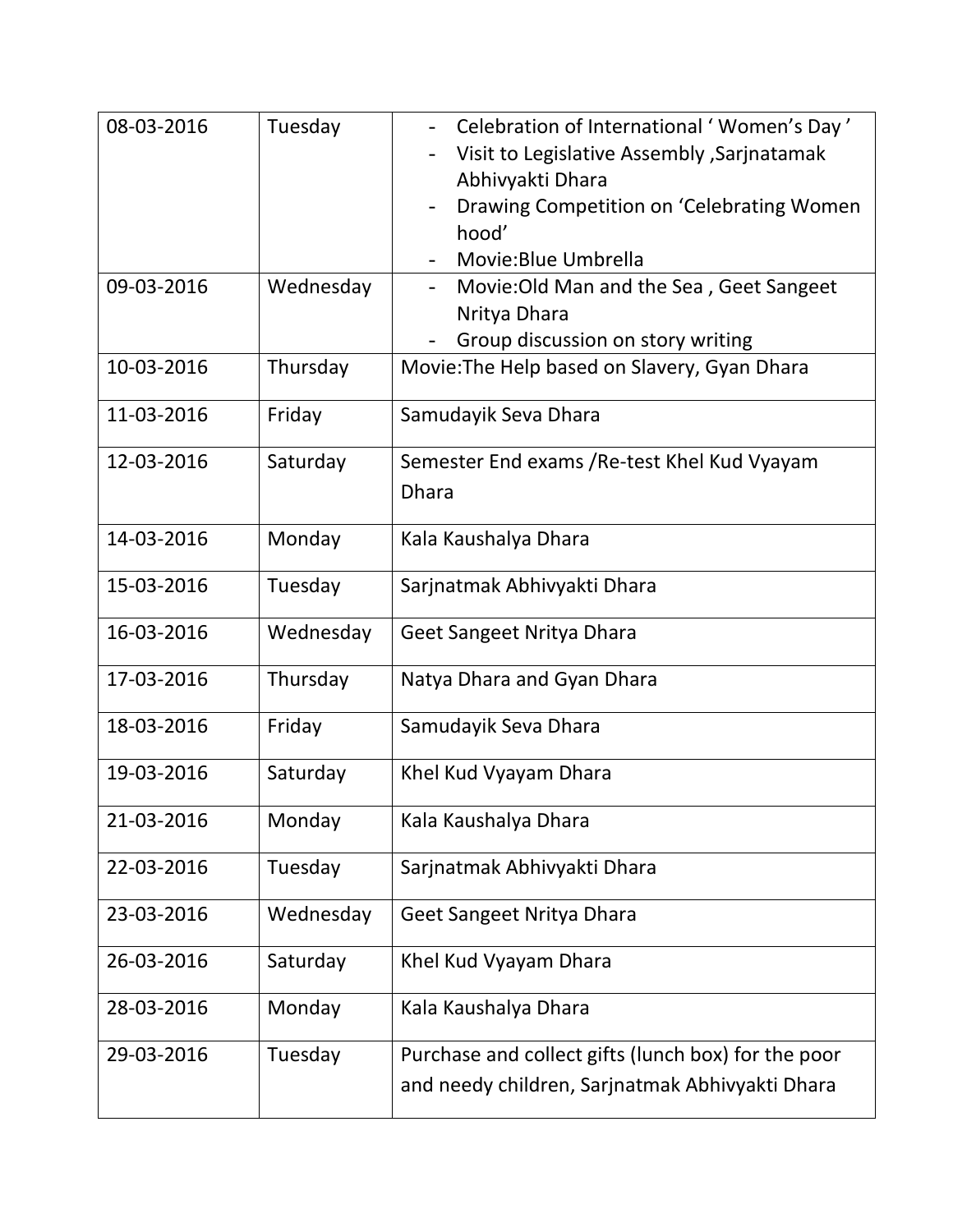| 08-03-2016 | Tuesday | - Celebration of International ' Women's Day '<br>- Visit to Legislative Assembly ,Sarjnatamak Abhivyakti Dhara<br>- Drawing Competition on 'Celebrating Women hood'<br>- Movie:Blue Umbrella |
|---|---|---|
| 09-03-2016 | Wednesday | - Movie:Old Man and the Sea , Geet Sangeet Nritya Dhara<br>- Group discussion on story writing |
| 10-03-2016 | Thursday | Movie:The Help based on Slavery, Gyan Dhara |
| 11-03-2016 | Friday | Samudayik Seva Dhara |
| 12-03-2016 | Saturday | Semester End exams /Re-test Khel Kud Vyayam Dhara |
| 14-03-2016 | Monday | Kala Kaushalya Dhara |
| 15-03-2016 | Tuesday | Sarjnatmak Abhivyakti Dhara |
| 16-03-2016 | Wednesday | Geet Sangeet Nritya Dhara |
| 17-03-2016 | Thursday | Natya Dhara and Gyan Dhara |
| 18-03-2016 | Friday | Samudayik Seva Dhara |
| 19-03-2016 | Saturday | Khel Kud Vyayam Dhara |
| 21-03-2016 | Monday | Kala Kaushalya Dhara |
| 22-03-2016 | Tuesday | Sarjnatmak Abhivyakti Dhara |
| 23-03-2016 | Wednesday | Geet Sangeet Nritya Dhara |
| 26-03-2016 | Saturday | Khel Kud Vyayam Dhara |
| 28-03-2016 | Monday | Kala Kaushalya Dhara |
| 29-03-2016 | Tuesday | Purchase and collect gifts (lunch box) for the poor and needy children, Sarjnatmak Abhivyakti Dhara |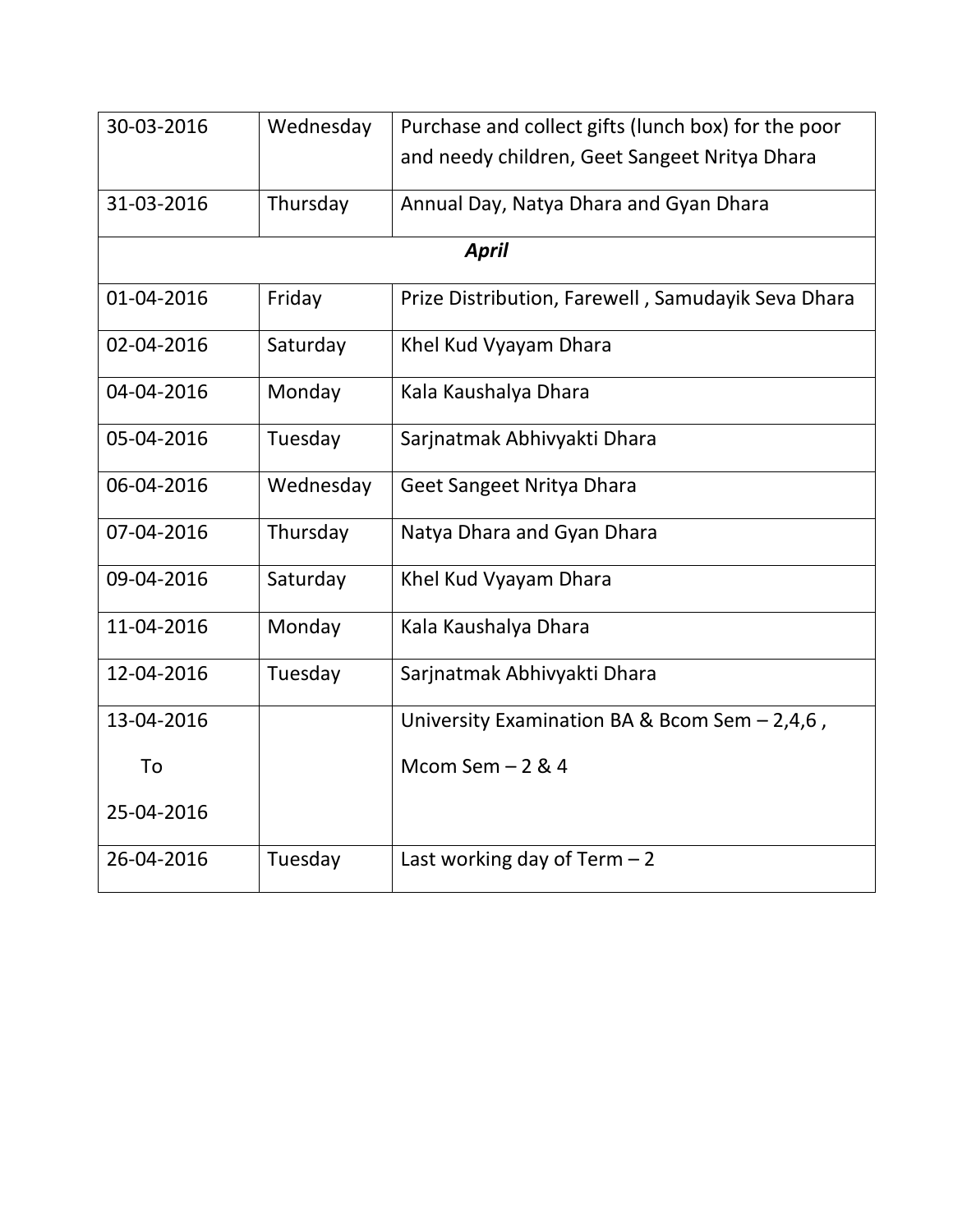| | | |
|---|---|---|
| 30-03-2016 | Wednesday | Purchase and collect gifts (lunch box) for the poor and needy children, Geet Sangeet Nritya Dhara |
| 31-03-2016 | Thursday | Annual Day, Natya Dhara and Gyan Dhara |
| ***April*** | | |
| 01-04-2016 | Friday | Prize Distribution, Farewell , Samudayik Seva Dhara |
| 02-04-2016 | Saturday | Khel Kud Vyayam Dhara |
| 04-04-2016 | Monday | Kala Kaushalya Dhara |
| 05-04-2016 | Tuesday | Sarjnatmak Abhivyakti Dhara |
| 06-04-2016 | Wednesday | Geet Sangeet Nritya Dhara |
| 07-04-2016 | Thursday | Natya Dhara and Gyan Dhara |
| 09-04-2016 | Saturday | Khel Kud Vyayam Dhara |
| 11-04-2016 | Monday | Kala Kaushalya Dhara |
| 12-04-2016 | Tuesday | Sarjnatmak Abhivyakti Dhara |
| 13-04-2016 To 25-04-2016 | | University Examination BA & Bcom Sem – 2,4,6 , Mcom Sem – 2 & 4 |
| 26-04-2016 | Tuesday | Last working day of Term – 2 |